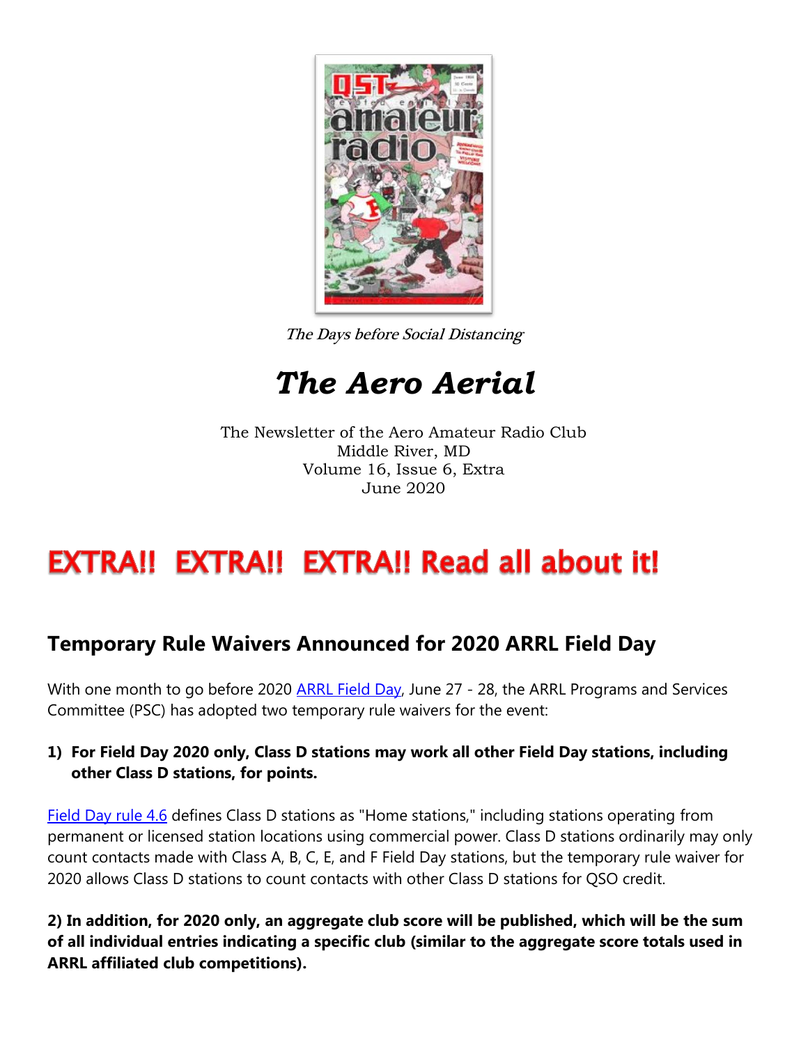*The Days before Social Distancing*

# *The Aero Aerial*

The Newsletter of the Aero Amateur Radio Club
Middle River, MD
Volume 16, Issue 6, Extra
June 2020

# EXTRA!! EXTRA!! EXTRA!! Read all about it!

## Temporary Rule Waivers Announced for 2020 ARRL Field Day

With one month to go before 2020 ARRL Field Day, June 27 - 28, the ARRL Programs and Services Committee (PSC) has adopted two temporary rule waivers for the event:

1) **For Field Day 2020 only, Class D stations may work all other Field Day stations, including other Class D stations, for points.**

Field Day rule 4.6 defines Class D stations as "Home stations," including stations operating from permanent or licensed station locations using commercial power. Class D stations ordinarily may only count contacts made with Class A, B, C, E, and F Field Day stations, but the temporary rule waiver for 2020 allows Class D stations to count contacts with other Class D stations for QSO credit.

**2) In addition, for 2020 only, an aggregate club score will be published, which will be the sum of all individual entries indicating a specific club (similar to the aggregate score totals used in ARRL affiliated club competitions).**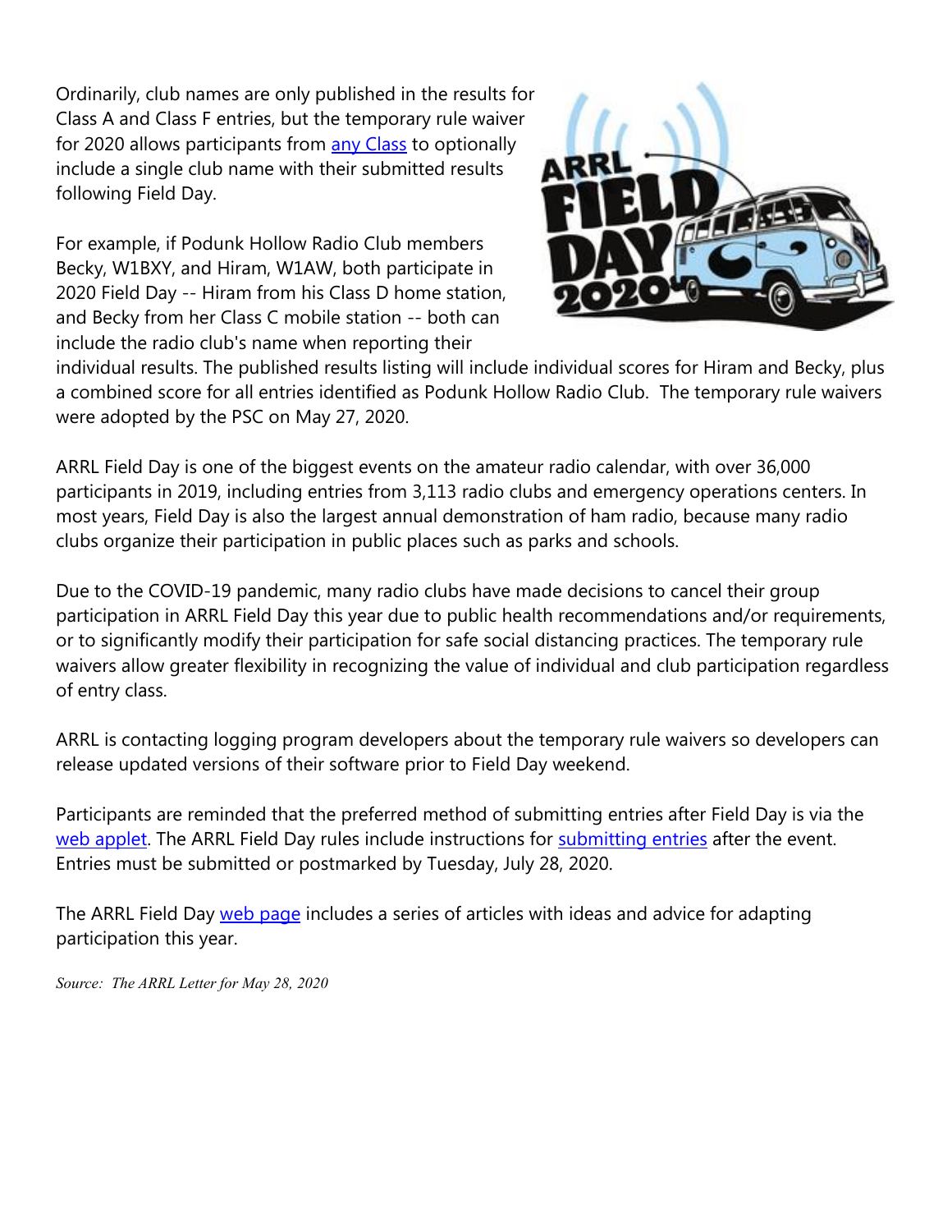Ordinarily, club names are only published in the results for Class A and Class F entries, but the temporary rule waiver for 2020 allows participants from any Class to optionally include a single club name with their submitted results following Field Day.

For example, if Podunk Hollow Radio Club members Becky, W1BXY, and Hiram, W1AW, both participate in 2020 Field Day -- Hiram from his Class D home station, and Becky from her Class C mobile station -- both can include the radio club's name when reporting their individual results. The published results listing will include individual scores for Hiram and Becky, plus a combined score for all entries identified as Podunk Hollow Radio Club. The temporary rule waivers were adopted by the PSC on May 27, 2020.

ARRL Field Day is one of the biggest events on the amateur radio calendar, with over 36,000 participants in 2019, including entries from 3,113 radio clubs and emergency operations centers. In most years, Field Day is also the largest annual demonstration of ham radio, because many radio clubs organize their participation in public places such as parks and schools.

Due to the COVID-19 pandemic, many radio clubs have made decisions to cancel their group participation in ARRL Field Day this year due to public health recommendations and/or requirements, or to significantly modify their participation for safe social distancing practices. The temporary rule waivers allow greater flexibility in recognizing the value of individual and club participation regardless of entry class.

ARRL is contacting logging program developers about the temporary rule waivers so developers can release updated versions of their software prior to Field Day weekend.

Participants are reminded that the preferred method of submitting entries after Field Day is via the web applet. The ARRL Field Day rules include instructions for submitting entries after the event. Entries must be submitted or postmarked by Tuesday, July 28, 2020.

The ARRL Field Day web page includes a series of articles with ideas and advice for adapting participation this year.

*Source: The ARRL Letter for May 28, 2020*